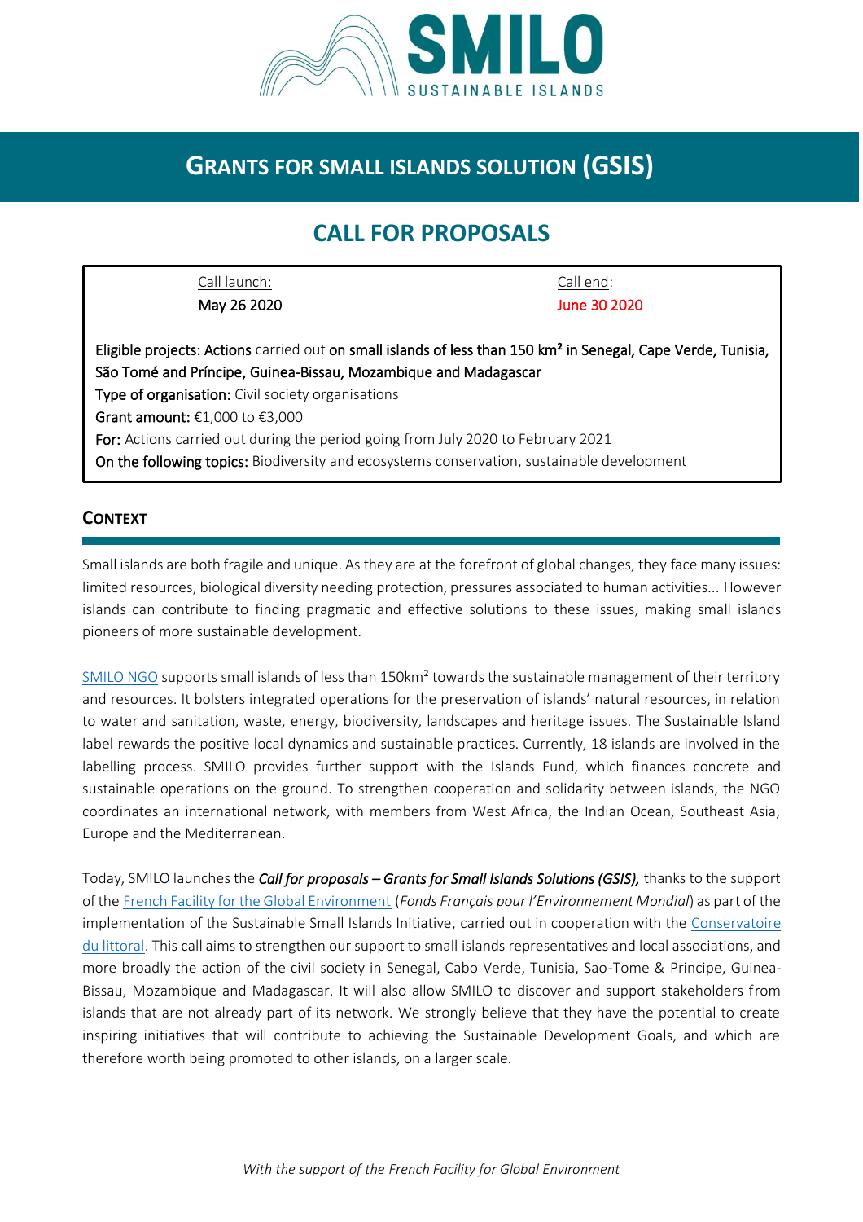SMILO

SUSTAINABLE ISLANDS

# GRANTS FOR SMALL ISLANDS SOLUTION (GSIS)

## CALL FOR PROPOSALS

Call launch: May 26 2020

Call end: June 30 2020

**Eligible projects:** Actions carried out **on small islands of less than 150 km² in Senegal, Cape Verde, Tunisia, São Tomé and Príncipe, Guinea-Bissau, Mozambique and Madagascar**

**Type of organisation:** Civil society organisations

**Grant amount:** €1,000 to €3,000

**For:** Actions carried out during the period going from July 2020 to February 2021

**On the following topics:** Biodiversity and ecosystems conservation, sustainable development

### CONTEXT

Small islands are both fragile and unique. As they are at the forefront of global changes, they face many issues: limited resources, biological diversity needing protection, pressures associated to human activities... However islands can contribute to finding pragmatic and effective solutions to these issues, making small islands pioneers of more sustainable development.

SMILO NGO supports small islands of less than 150km² towards the sustainable management of their territory and resources. It bolsters integrated operations for the preservation of islands' natural resources, in relation to water and sanitation, waste, energy, biodiversity, landscapes and heritage issues. The Sustainable Island label rewards the positive local dynamics and sustainable practices. Currently, 18 islands are involved in the labelling process. SMILO provides further support with the Islands Fund, which finances concrete and sustainable operations on the ground. To strengthen cooperation and solidarity between islands, the NGO coordinates an international network, with members from West Africa, the Indian Ocean, Southeast Asia, Europe and the Mediterranean.

Today, SMILO launches the ***Call for proposals – Grants for Small Islands Solutions (GSIS),*** thanks to the support of the French Facility for the Global Environment (*Fonds Français pour l'Environnement Mondial*) as part of the implementation of the Sustainable Small Islands Initiative, carried out in cooperation with the Conservatoire du littoral. This call aims to strengthen our support to small islands representatives and local associations, and more broadly the action of the civil society in Senegal, Cabo Verde, Tunisia, Sao-Tome & Principe, Guinea-Bissau, Mozambique and Madagascar. It will also allow SMILO to discover and support stakeholders from islands that are not already part of its network. We strongly believe that they have the potential to create inspiring initiatives that will contribute to achieving the Sustainable Development Goals, and which are therefore worth being promoted to other islands, on a larger scale.

*With the support of the French Facility for Global Environment*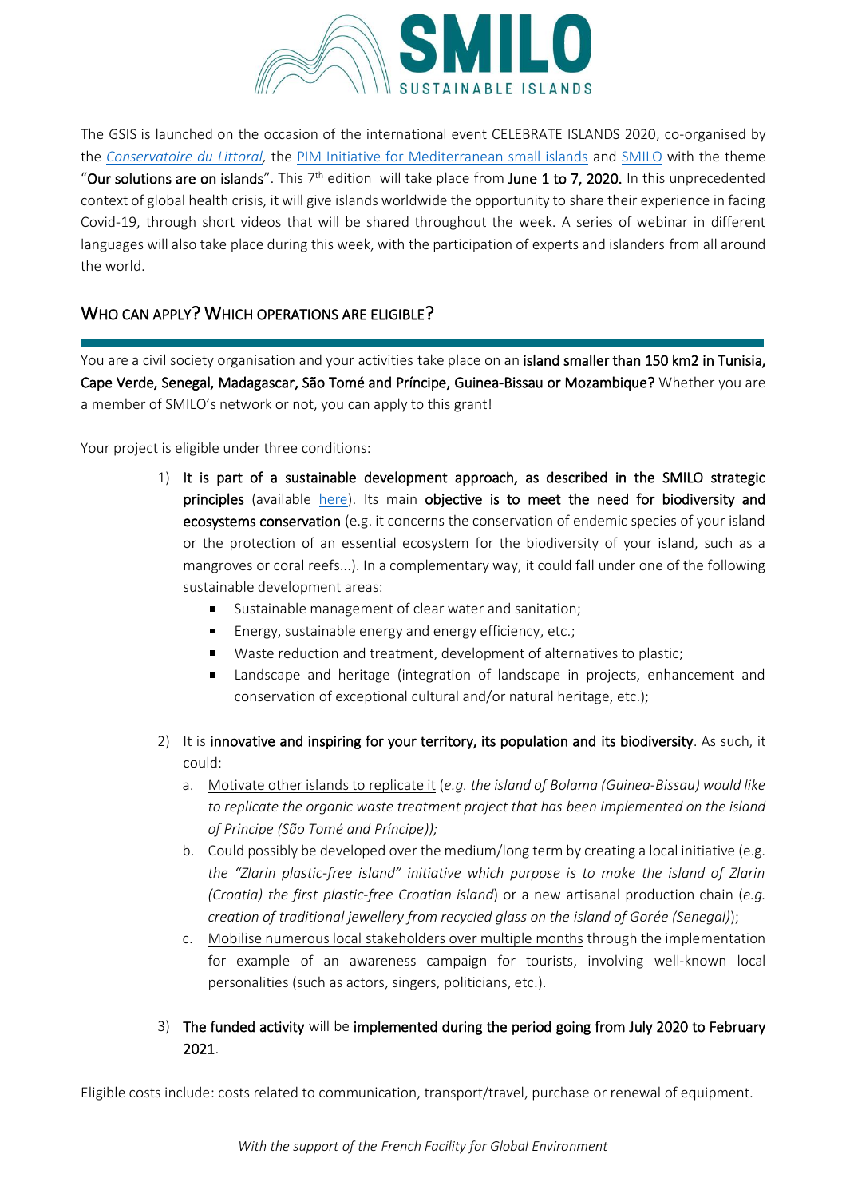The GSIS is launched on the occasion of the international event CELEBRATE ISLANDS 2020, co-organised by the *Conservatoire du Littoral,* the PIM Initiative for Mediterranean small islands and SMILO with the theme "**Our solutions are on islands**". This 7th edition will take place from **June 1 to 7, 2020.** In this unprecedented context of global health crisis, it will give islands worldwide the opportunity to share their experience in facing Covid-19, through short videos that will be shared throughout the week. A series of webinar in different languages will also take place during this week, with the participation of experts and islanders from all around the world.

## WHO CAN APPLY? WHICH OPERATIONS ARE ELIGIBLE?

You are a civil society organisation and your activities take place on an **island smaller than 150 km2 in Tunisia, Cape Verde, Senegal, Madagascar, São Tomé and Príncipe, Guinea-Bissau or Mozambique?** Whether you are a member of SMILO's network or not, you can apply to this grant!

Your project is eligible under three conditions:

1) **It is part of a sustainable development approach, as described in the SMILO strategic principles** (available here). Its main **objective is to meet the need for biodiversity and ecosystems conservation** (e.g. it concerns the conservation of endemic species of your island or the protection of an essential ecosystem for the biodiversity of your island, such as a mangroves or coral reefs...). In a complementary way, it could fall under one of the following sustainable development areas:
   - Sustainable management of clear water and sanitation;
   - Energy, sustainable energy and energy efficiency, etc.;
   - Waste reduction and treatment, development of alternatives to plastic;
   - Landscape and heritage (integration of landscape in projects, enhancement and conservation of exceptional cultural and/or natural heritage, etc.);

2) It is **innovative and inspiring for your territory, its population and its biodiversity**. As such, it could:
   a. Motivate other islands to replicate it (*e.g. the island of Bolama (Guinea-Bissau) would like to replicate the organic waste treatment project that has been implemented on the island of Principe (São Tomé and Príncipe));*
   b. Could possibly be developed over the medium/long term by creating a local initiative (e.g. *the "Zlarin plastic-free island" initiative which purpose is to make the island of Zlarin (Croatia) the first plastic-free Croatian island*) or a new artisanal production chain (*e.g. creation of traditional jewellery from recycled glass on the island of Gorée (Senegal)*);
   c. Mobilise numerous local stakeholders over multiple months through the implementation for example of an awareness campaign for tourists, involving well-known local personalities (such as actors, singers, politicians, etc.).

3) **The funded activity** will be **implemented during the period going from July 2020 to February 2021**.

Eligible costs include: costs related to communication, transport/travel, purchase or renewal of equipment.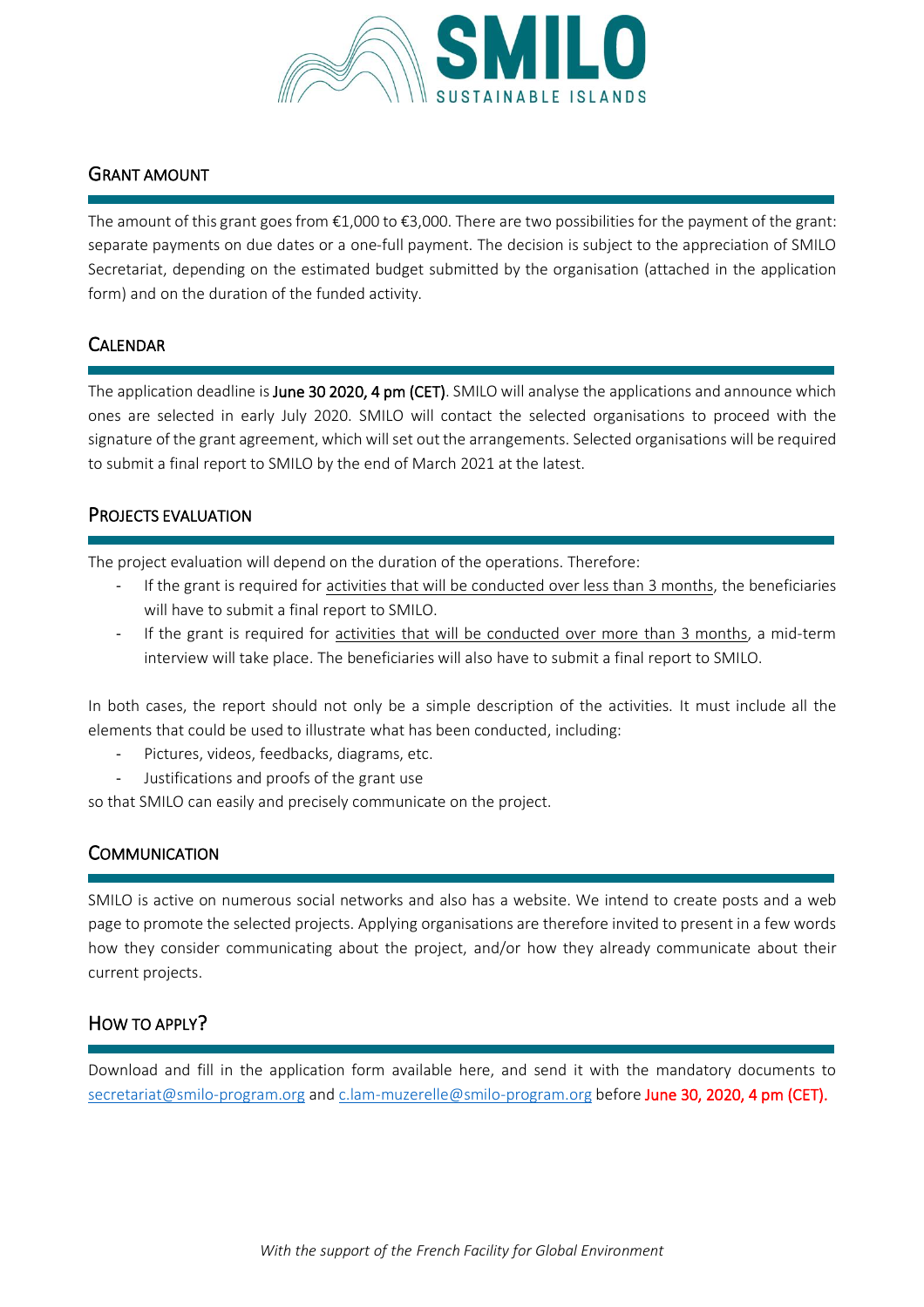## GRANT AMOUNT

The amount of this grant goes from €1,000 to €3,000. There are two possibilities for the payment of the grant: separate payments on due dates or a one-full payment. The decision is subject to the appreciation of SMILO Secretariat, depending on the estimated budget submitted by the organisation (attached in the application form) and on the duration of the funded activity.

## CALENDAR

The application deadline is **June 30 2020, 4 pm (CET)**. SMILO will analyse the applications and announce which ones are selected in early July 2020. SMILO will contact the selected organisations to proceed with the signature of the grant agreement, which will set out the arrangements. Selected organisations will be required to submit a final report to SMILO by the end of March 2021 at the latest.

## PROJECTS EVALUATION

The project evaluation will depend on the duration of the operations. Therefore:

- If the grant is required for activities that will be conducted over less than 3 months, the beneficiaries will have to submit a final report to SMILO.
- If the grant is required for activities that will be conducted over more than 3 months, a mid-term interview will take place. The beneficiaries will also have to submit a final report to SMILO.

In both cases, the report should not only be a simple description of the activities. It must include all the elements that could be used to illustrate what has been conducted, including:

- Pictures, videos, feedbacks, diagrams, etc.
- Justifications and proofs of the grant use

so that SMILO can easily and precisely communicate on the project.

## COMMUNICATION

SMILO is active on numerous social networks and also has a website. We intend to create posts and a web page to promote the selected projects. Applying organisations are therefore invited to present in a few words how they consider communicating about the project, and/or how they already communicate about their current projects.

## HOW TO APPLY?

Download and fill in the application form available here, and send it with the mandatory documents to secretariat@smilo-program.org and c.lam-muzerelle@smilo-program.org before **June 30, 2020, 4 pm (CET).**

*With the support of the French Facility for Global Environment*